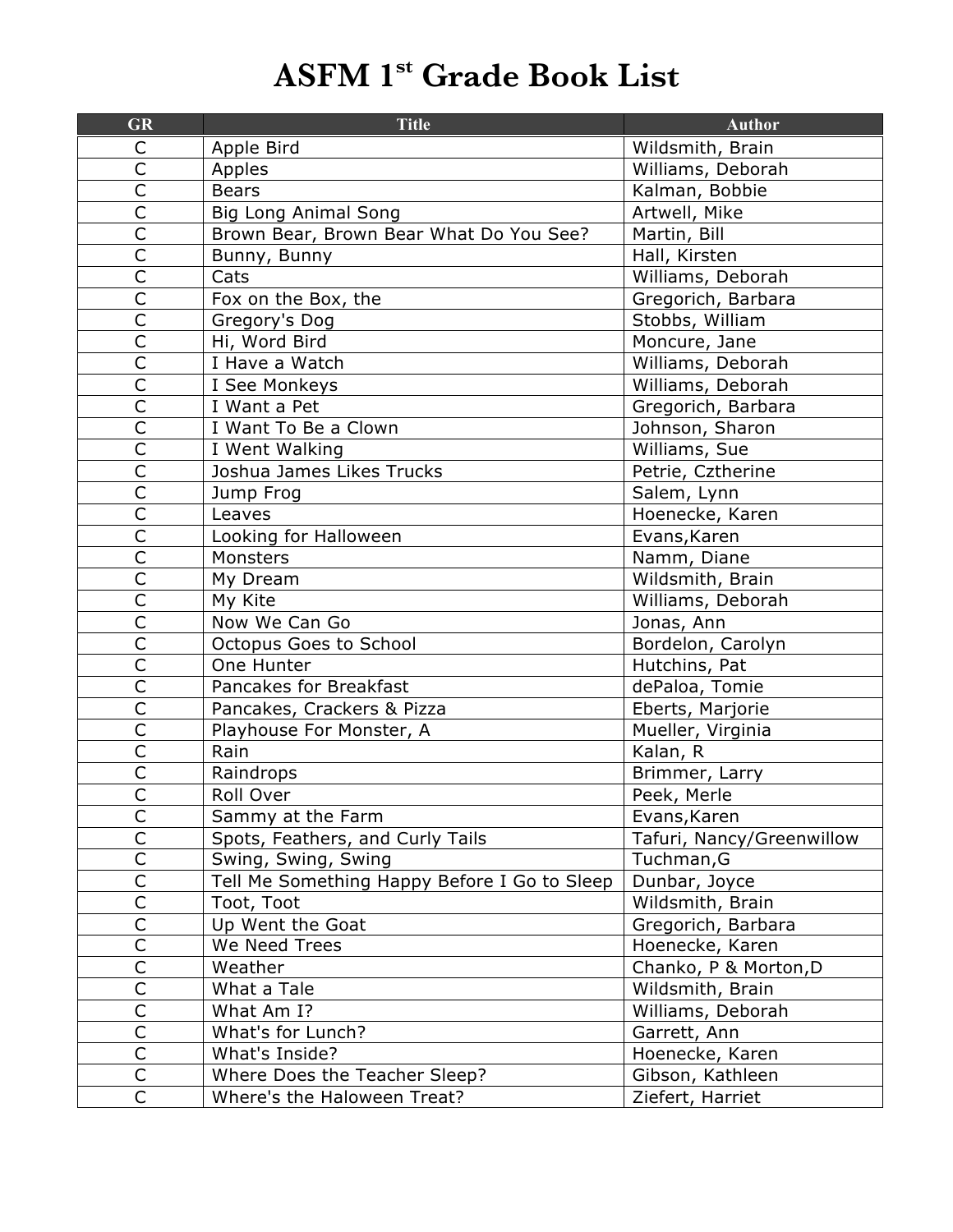# ASFM 1st Grade Book List

| GR | Title | Author |
|---|---|---|
| C | Apple Bird | Wildsmith, Brain |
| C | Apples | Williams, Deborah |
| C | Bears | Kalman, Bobbie |
| C | Big Long Animal Song | Artwell, Mike |
| C | Brown Bear, Brown Bear What Do You See? | Martin, Bill |
| C | Bunny, Bunny | Hall, Kirsten |
| C | Cats | Williams, Deborah |
| C | Fox on the Box, the | Gregorich, Barbara |
| C | Gregory's Dog | Stobbs, William |
| C | Hi, Word Bird | Moncure, Jane |
| C | I Have a Watch | Williams, Deborah |
| C | I See Monkeys | Williams, Deborah |
| C | I Want a Pet | Gregorich, Barbara |
| C | I Want To Be a Clown | Johnson, Sharon |
| C | I Went Walking | Williams, Sue |
| C | Joshua James Likes Trucks | Petrie, Cztherine |
| C | Jump Frog | Salem, Lynn |
| C | Leaves | Hoenecke, Karen |
| C | Looking for Halloween | Evans,Karen |
| C | Monsters | Namm, Diane |
| C | My Dream | Wildsmith, Brain |
| C | My Kite | Williams, Deborah |
| C | Now We Can Go | Jonas, Ann |
| C | Octopus Goes to School | Bordelon, Carolyn |
| C | One Hunter | Hutchins, Pat |
| C | Pancakes for Breakfast | dePaloa, Tomie |
| C | Pancakes, Crackers & Pizza | Eberts, Marjorie |
| C | Playhouse For Monster, A | Mueller, Virginia |
| C | Rain | Kalan, R |
| C | Raindrops | Brimmer, Larry |
| C | Roll Over | Peek, Merle |
| C | Sammy at the Farm | Evans,Karen |
| C | Spots, Feathers, and Curly Tails | Tafuri, Nancy/Greenwillow |
| C | Swing, Swing, Swing | Tuchman,G |
| C | Tell Me Something Happy Before I Go to Sleep | Dunbar, Joyce |
| C | Toot, Toot | Wildsmith, Brain |
| C | Up Went the Goat | Gregorich, Barbara |
| C | We Need Trees | Hoenecke, Karen |
| C | Weather | Chanko, P & Morton,D |
| C | What a Tale | Wildsmith, Brain |
| C | What Am I? | Williams, Deborah |
| C | What's for Lunch? | Garrett, Ann |
| C | What's Inside? | Hoenecke, Karen |
| C | Where Does the Teacher Sleep? | Gibson, Kathleen |
| C | Where's the Haloween Treat? | Ziefert, Harriet |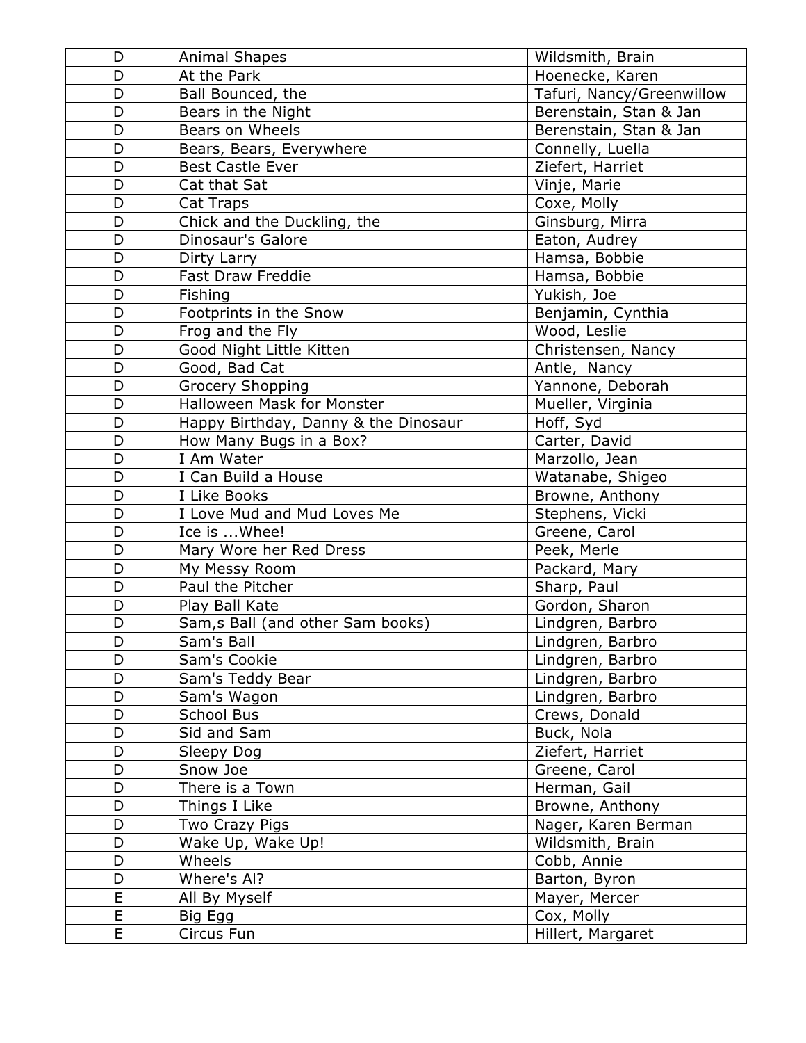| D | Animal Shapes | Wildsmith, Brain |
|---|---|---|
| D | At the Park | Hoenecke, Karen |
| D | Ball Bounced, the | Tafuri, Nancy/Greenwillow |
| D | Bears in the Night | Berenstain, Stan & Jan |
| D | Bears on Wheels | Berenstain, Stan & Jan |
| D | Bears, Bears, Everywhere | Connelly, Luella |
| D | Best Castle Ever | Ziefert, Harriet |
| D | Cat that Sat | Vinje, Marie |
| D | Cat Traps | Coxe, Molly |
| D | Chick and the Duckling, the | Ginsburg, Mirra |
| D | Dinosaur's Galore | Eaton, Audrey |
| D | Dirty Larry | Hamsa, Bobbie |
| D | Fast Draw Freddie | Hamsa, Bobbie |
| D | Fishing | Yukish, Joe |
| D | Footprints in the Snow | Benjamin, Cynthia |
| D | Frog and the Fly | Wood, Leslie |
| D | Good Night Little Kitten | Christensen, Nancy |
| D | Good, Bad Cat | Antle, Nancy |
| D | Grocery Shopping | Yannone, Deborah |
| D | Halloween Mask for Monster | Mueller, Virginia |
| D | Happy Birthday, Danny & the Dinosaur | Hoff, Syd |
| D | How Many Bugs in a Box? | Carter, David |
| D | I Am Water | Marzollo, Jean |
| D | I Can Build a House | Watanabe, Shigeo |
| D | I Like Books | Browne, Anthony |
| D | I Love Mud and Mud Loves Me | Stephens, Vicki |
| D | Ice is ...Whee! | Greene, Carol |
| D | Mary Wore her Red Dress | Peek, Merle |
| D | My Messy Room | Packard, Mary |
| D | Paul the Pitcher | Sharp, Paul |
| D | Play Ball Kate | Gordon, Sharon |
| D | Sam,s Ball (and other Sam books) | Lindgren, Barbro |
| D | Sam's Ball | Lindgren, Barbro |
| D | Sam's Cookie | Lindgren, Barbro |
| D | Sam's Teddy Bear | Lindgren, Barbro |
| D | Sam's Wagon | Lindgren, Barbro |
| D | School Bus | Crews, Donald |
| D | Sid and Sam | Buck, Nola |
| D | Sleepy Dog | Ziefert, Harriet |
| D | Snow Joe | Greene, Carol |
| D | There is a Town | Herman, Gail |
| D | Things I Like | Browne, Anthony |
| D | Two Crazy Pigs | Nager, Karen Berman |
| D | Wake Up, Wake Up! | Wildsmith, Brain |
| D | Wheels | Cobb, Annie |
| D | Where's Al? | Barton, Byron |
| E | All By Myself | Mayer, Mercer |
| E | Big Egg | Cox, Molly |
| E | Circus Fun | Hillert, Margaret |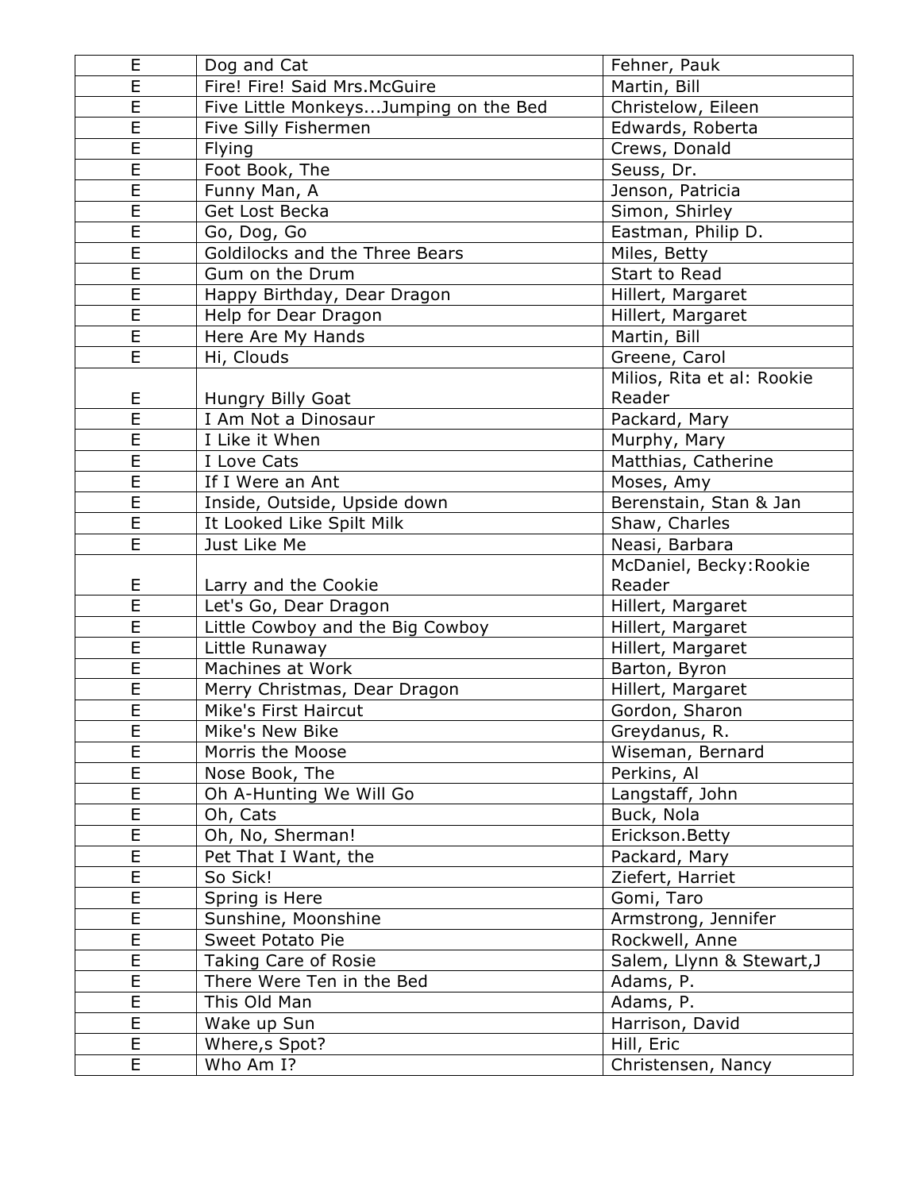| E | Dog and Cat | Fehner, Pauk |
|---|---|---|
| E | Fire! Fire! Said Mrs.McGuire | Martin, Bill |
| E | Five Little Monkeys...Jumping on the Bed | Christelow, Eileen |
| E | Five Silly Fishermen | Edwards, Roberta |
| E | Flying | Crews, Donald |
| E | Foot Book, The | Seuss, Dr. |
| E | Funny Man, A | Jenson, Patricia |
| E | Get Lost Becka | Simon, Shirley |
| E | Go, Dog, Go | Eastman, Philip D. |
| E | Goldilocks and the Three Bears | Miles, Betty |
| E | Gum on the Drum | Start to Read |
| E | Happy Birthday, Dear Dragon | Hillert, Margaret |
| E | Help for Dear Dragon | Hillert, Margaret |
| E | Here Are My Hands | Martin, Bill |
| E | Hi, Clouds | Greene, Carol |
| E | Hungry Billy Goat | Milios, Rita et al: Rookie Reader |
| E | I Am Not a Dinosaur | Packard, Mary |
| E | I Like it When | Murphy, Mary |
| E | I Love Cats | Matthias, Catherine |
| E | If I Were an Ant | Moses, Amy |
| E | Inside, Outside, Upside down | Berenstain, Stan & Jan |
| E | It Looked Like Spilt Milk | Shaw, Charles |
| E | Just Like Me | Neasi, Barbara |
| E | Larry and the Cookie | McDaniel, Becky:Rookie Reader |
| E | Let's Go, Dear Dragon | Hillert, Margaret |
| E | Little Cowboy and the Big Cowboy | Hillert, Margaret |
| E | Little Runaway | Hillert, Margaret |
| E | Machines at Work | Barton, Byron |
| E | Merry Christmas, Dear Dragon | Hillert, Margaret |
| E | Mike's First Haircut | Gordon, Sharon |
| E | Mike's New Bike | Greydanus, R. |
| E | Morris the Moose | Wiseman, Bernard |
| E | Nose Book, The | Perkins, Al |
| E | Oh A-Hunting We Will Go | Langstaff, John |
| E | Oh, Cats | Buck, Nola |
| E | Oh, No, Sherman! | Erickson.Betty |
| E | Pet That I Want, the | Packard, Mary |
| E | So Sick! | Ziefert, Harriet |
| E | Spring is Here | Gomi, Taro |
| E | Sunshine, Moonshine | Armstrong, Jennifer |
| E | Sweet Potato Pie | Rockwell, Anne |
| E | Taking Care of Rosie | Salem, Llynn & Stewart,J |
| E | There Were Ten in the Bed | Adams, P. |
| E | This Old Man | Adams, P. |
| E | Wake up Sun | Harrison, David |
| E | Where,s Spot? | Hill, Eric |
| E | Who Am I? | Christensen, Nancy |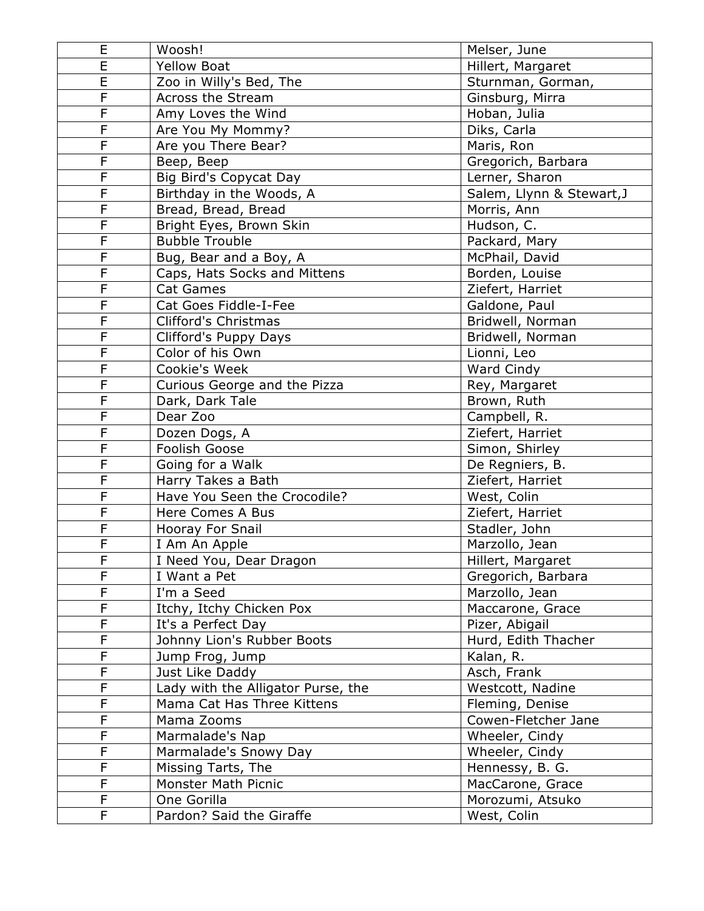| E | Woosh! | Melser, June |
|---|---|---|
| E | Yellow Boat | Hillert, Margaret |
| E | Zoo in Willy's Bed, The | Sturnman, Gorman, |
| F | Across the Stream | Ginsburg, Mirra |
| F | Amy Loves the Wind | Hoban, Julia |
| F | Are You My Mommy? | Diks, Carla |
| F | Are you There Bear? | Maris, Ron |
| F | Beep, Beep | Gregorich, Barbara |
| F | Big Bird's Copycat Day | Lerner, Sharon |
| F | Birthday in the Woods, A | Salem, Llynn & Stewart,J |
| F | Bread, Bread, Bread | Morris, Ann |
| F | Bright Eyes, Brown Skin | Hudson, C. |
| F | Bubble Trouble | Packard, Mary |
| F | Bug, Bear and a Boy, A | McPhail, David |
| F | Caps, Hats Socks and Mittens | Borden, Louise |
| F | Cat Games | Ziefert, Harriet |
| F | Cat Goes Fiddle-I-Fee | Galdone, Paul |
| F | Clifford's Christmas | Bridwell, Norman |
| F | Clifford's Puppy Days | Bridwell, Norman |
| F | Color of his Own | Lionni, Leo |
| F | Cookie's Week | Ward Cindy |
| F | Curious George and the Pizza | Rey, Margaret |
| F | Dark, Dark Tale | Brown, Ruth |
| F | Dear Zoo | Campbell, R. |
| F | Dozen Dogs, A | Ziefert, Harriet |
| F | Foolish Goose | Simon, Shirley |
| F | Going for a Walk | De Regniers, B. |
| F | Harry Takes a Bath | Ziefert, Harriet |
| F | Have You Seen the Crocodile? | West, Colin |
| F | Here Comes A Bus | Ziefert, Harriet |
| F | Hooray For Snail | Stadler, John |
| F | I Am An Apple | Marzollo, Jean |
| F | I Need You, Dear Dragon | Hillert, Margaret |
| F | I Want a Pet | Gregorich, Barbara |
| F | I'm a Seed | Marzollo, Jean |
| F | Itchy, Itchy Chicken Pox | Maccarone, Grace |
| F | It's a Perfect Day | Pizer, Abigail |
| F | Johnny Lion's Rubber Boots | Hurd, Edith Thacher |
| F | Jump Frog, Jump | Kalan, R. |
| F | Just Like Daddy | Asch, Frank |
| F | Lady with the Alligator Purse, the | Westcott, Nadine |
| F | Mama Cat Has Three Kittens | Fleming, Denise |
| F | Mama Zooms | Cowen-Fletcher Jane |
| F | Marmalade's Nap | Wheeler, Cindy |
| F | Marmalade's Snowy Day | Wheeler, Cindy |
| F | Missing Tarts, The | Hennessy, B. G. |
| F | Monster Math Picnic | MacCarone, Grace |
| F | One Gorilla | Morozumi, Atsuko |
| F | Pardon? Said the Giraffe | West, Colin |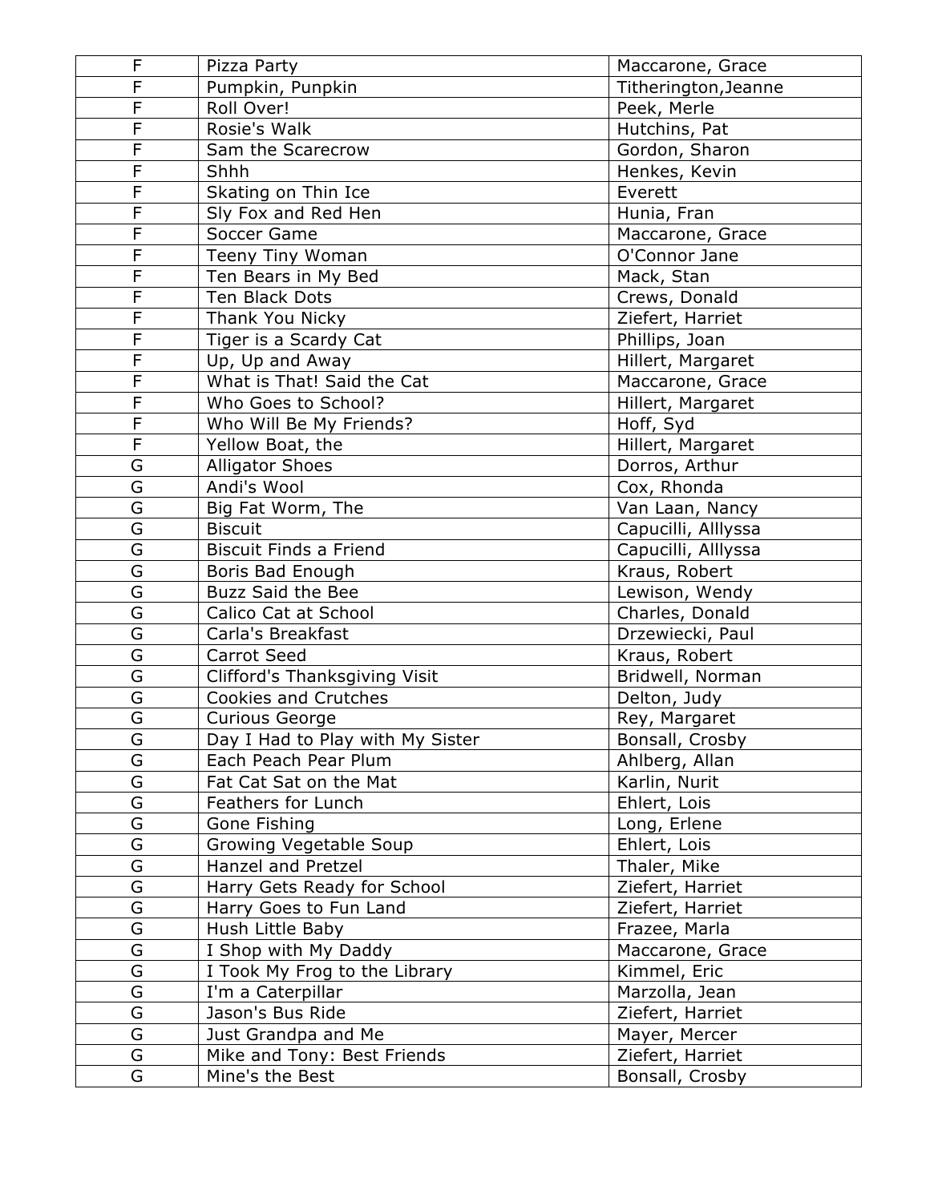| | | |
|---|---|---|
| F | Pizza Party | Maccarone, Grace |
| F | Pumpkin, Punpkin | Titherington,Jeanne |
| F | Roll Over! | Peek, Merle |
| F | Rosie's Walk | Hutchins, Pat |
| F | Sam the Scarecrow | Gordon, Sharon |
| F | Shhh | Henkes, Kevin |
| F | Skating on Thin Ice | Everett |
| F | Sly Fox and Red Hen | Hunia, Fran |
| F | Soccer Game | Maccarone, Grace |
| F | Teeny Tiny Woman | O'Connor Jane |
| F | Ten Bears in My Bed | Mack, Stan |
| F | Ten Black Dots | Crews, Donald |
| F | Thank You Nicky | Ziefert, Harriet |
| F | Tiger is a Scardy Cat | Phillips, Joan |
| F | Up, Up and Away | Hillert, Margaret |
| F | What is That! Said the Cat | Maccarone, Grace |
| F | Who Goes to School? | Hillert, Margaret |
| F | Who Will Be My Friends? | Hoff, Syd |
| F | Yellow Boat, the | Hillert, Margaret |
| G | Alligator Shoes | Dorros, Arthur |
| G | Andi's Wool | Cox, Rhonda |
| G | Big Fat Worm, The | Van Laan, Nancy |
| G | Biscuit | Capucilli, Alllyssa |
| G | Biscuit Finds a Friend | Capucilli, Alllyssa |
| G | Boris Bad Enough | Kraus, Robert |
| G | Buzz Said the Bee | Lewison, Wendy |
| G | Calico Cat at School | Charles, Donald |
| G | Carla's Breakfast | Drzewiecki, Paul |
| G | Carrot Seed | Kraus, Robert |
| G | Clifford's Thanksgiving Visit | Bridwell, Norman |
| G | Cookies and Crutches | Delton, Judy |
| G | Curious George | Rey, Margaret |
| G | Day I Had to Play with My Sister | Bonsall, Crosby |
| G | Each Peach Pear Plum | Ahlberg, Allan |
| G | Fat Cat Sat on the Mat | Karlin, Nurit |
| G | Feathers for Lunch | Ehlert, Lois |
| G | Gone Fishing | Long, Erlene |
| G | Growing Vegetable Soup | Ehlert, Lois |
| G | Hanzel and Pretzel | Thaler, Mike |
| G | Harry Gets Ready for School | Ziefert, Harriet |
| G | Harry Goes to Fun Land | Ziefert, Harriet |
| G | Hush Little Baby | Frazee, Marla |
| G | I Shop with My Daddy | Maccarone, Grace |
| G | I Took My Frog to the Library | Kimmel, Eric |
| G | I'm a Caterpillar | Marzolla, Jean |
| G | Jason's Bus Ride | Ziefert, Harriet |
| G | Just Grandpa and Me | Mayer, Mercer |
| G | Mike and Tony: Best Friends | Ziefert, Harriet |
| G | Mine's the Best | Bonsall, Crosby |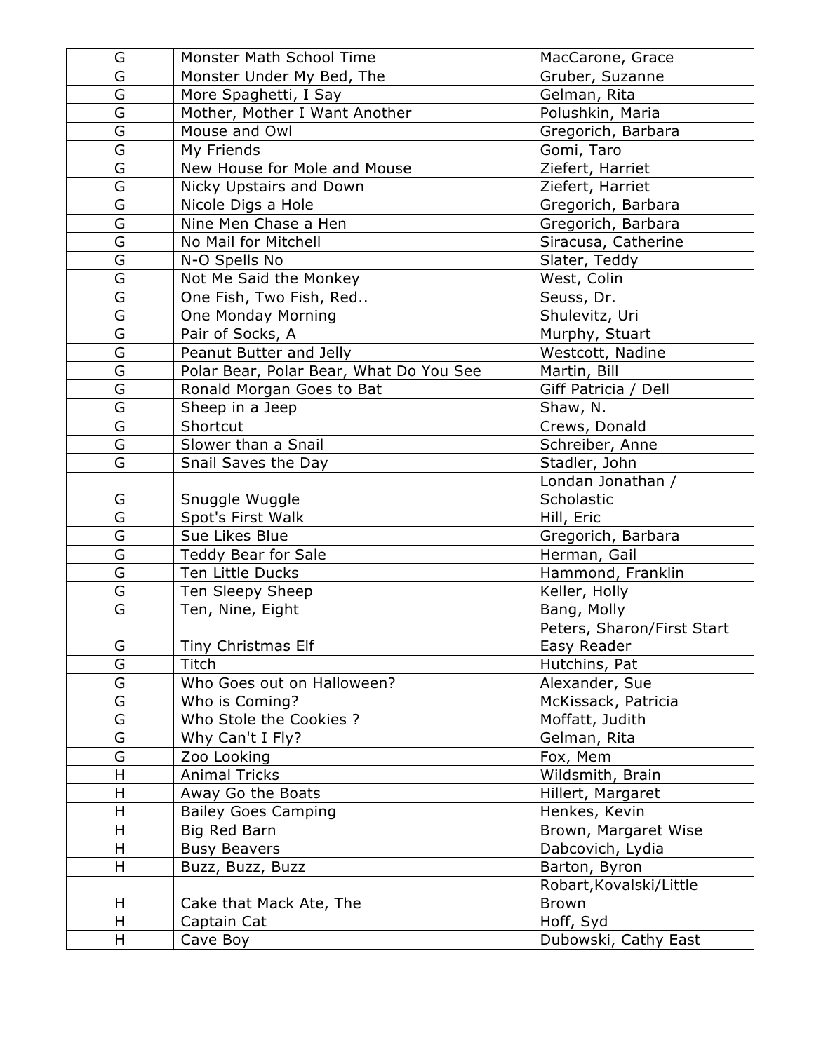| | | |
|---|---|---|
| G | Monster Math School Time | MacCarone, Grace |
| G | Monster Under My Bed, The | Gruber, Suzanne |
| G | More Spaghetti, I Say | Gelman, Rita |
| G | Mother, Mother I Want Another | Polushkin, Maria |
| G | Mouse and Owl | Gregorich, Barbara |
| G | My Friends | Gomi, Taro |
| G | New House for Mole and Mouse | Ziefert, Harriet |
| G | Nicky Upstairs and Down | Ziefert, Harriet |
| G | Nicole Digs a Hole | Gregorich, Barbara |
| G | Nine Men Chase a Hen | Gregorich, Barbara |
| G | No Mail for Mitchell | Siracusa, Catherine |
| G | N-O Spells No | Slater, Teddy |
| G | Not Me Said the Monkey | West, Colin |
| G | One Fish, Two Fish, Red.. | Seuss, Dr. |
| G | One Monday Morning | Shulevitz, Uri |
| G | Pair of Socks, A | Murphy, Stuart |
| G | Peanut Butter and Jelly | Westcott, Nadine |
| G | Polar Bear, Polar Bear, What Do You See | Martin, Bill |
| G | Ronald Morgan Goes to Bat | Giff Patricia / Dell |
| G | Sheep in a Jeep | Shaw, N. |
| G | Shortcut | Crews, Donald |
| G | Slower than a Snail | Schreiber, Anne |
| G | Snail Saves the Day | Stadler, John |
| G | Snuggle Wuggle | Londan Jonathan / Scholastic |
| G | Spot's First Walk | Hill, Eric |
| G | Sue Likes Blue | Gregorich, Barbara |
| G | Teddy Bear for Sale | Herman, Gail |
| G | Ten Little Ducks | Hammond, Franklin |
| G | Ten Sleepy Sheep | Keller, Holly |
| G | Ten, Nine, Eight | Bang, Molly |
| G | Tiny Christmas Elf | Peters, Sharon/First Start Easy Reader |
| G | Titch | Hutchins, Pat |
| G | Who Goes out on Halloween? | Alexander, Sue |
| G | Who is Coming? | McKissack, Patricia |
| G | Who Stole the Cookies ? | Moffatt, Judith |
| G | Why Can't I Fly? | Gelman, Rita |
| G | Zoo Looking | Fox, Mem |
| H | Animal Tricks | Wildsmith, Brain |
| H | Away Go the Boats | Hillert, Margaret |
| H | Bailey Goes Camping | Henkes, Kevin |
| H | Big Red Barn | Brown, Margaret Wise |
| H | Busy Beavers | Dabcovich, Lydia |
| H | Buzz, Buzz, Buzz | Barton, Byron |
| H | Cake that Mack Ate, The | Robart,Kovalski/Little Brown |
| H | Captain Cat | Hoff, Syd |
| H | Cave Boy | Dubowski, Cathy East |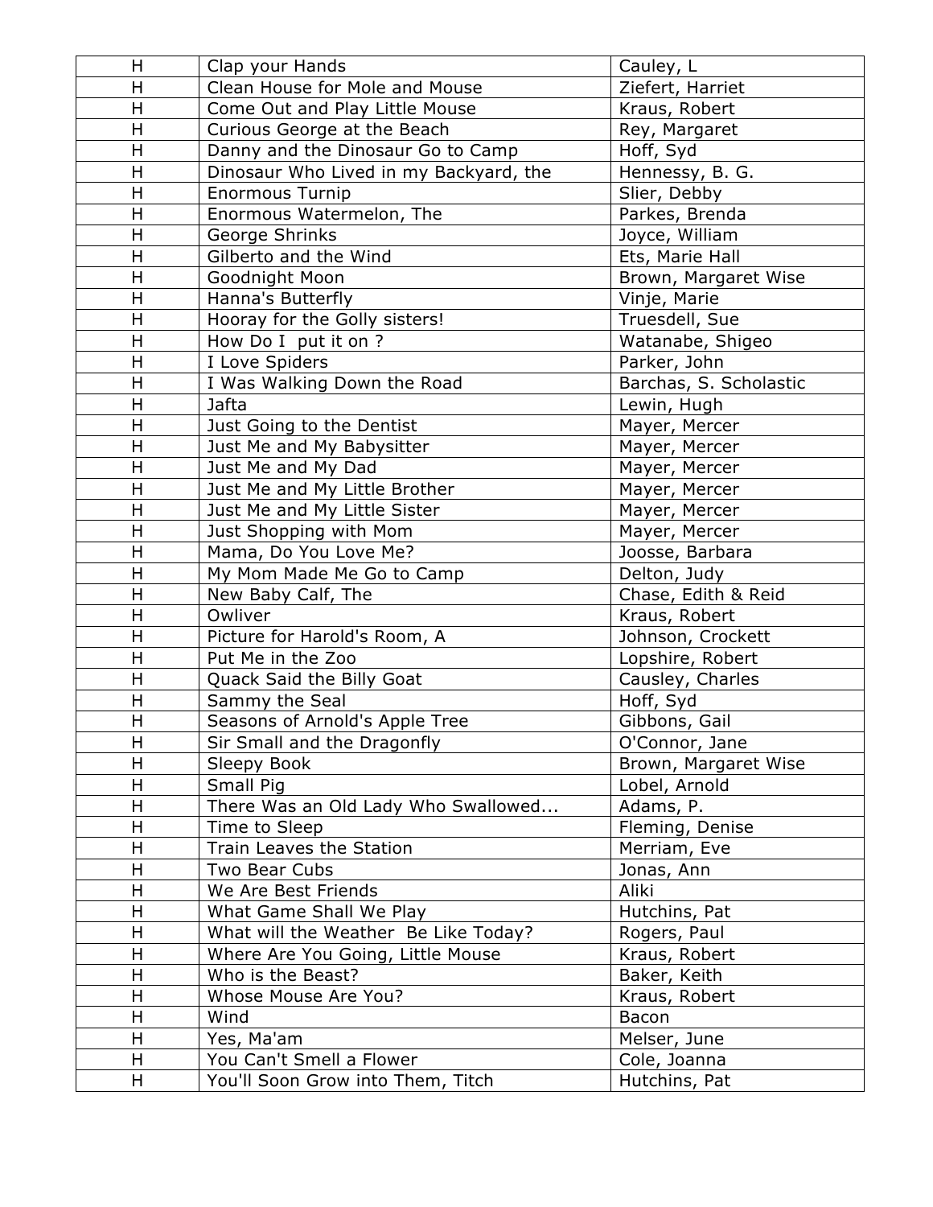| H | Clap your Hands | Cauley, L |
|---|---|---|
| H | Clean House for Mole and Mouse | Ziefert, Harriet |
| H | Come Out and Play Little Mouse | Kraus, Robert |
| H | Curious George at the Beach | Rey, Margaret |
| H | Danny and the Dinosaur Go to Camp | Hoff, Syd |
| H | Dinosaur Who Lived in my Backyard, the | Hennessy, B. G. |
| H | Enormous Turnip | Slier, Debby |
| H | Enormous Watermelon, The | Parkes, Brenda |
| H | George Shrinks | Joyce, William |
| H | Gilberto and the Wind | Ets, Marie Hall |
| H | Goodnight Moon | Brown, Margaret Wise |
| H | Hanna's Butterfly | Vinje, Marie |
| H | Hooray for the Golly sisters! | Truesdell, Sue |
| H | How Do I put it on ? | Watanabe, Shigeo |
| H | I Love Spiders | Parker, John |
| H | I Was Walking Down the Road | Barchas, S. Scholastic |
| H | Jafta | Lewin, Hugh |
| H | Just Going to the Dentist | Mayer, Mercer |
| H | Just Me and My Babysitter | Mayer, Mercer |
| H | Just Me and My Dad | Mayer, Mercer |
| H | Just Me and My Little Brother | Mayer, Mercer |
| H | Just Me and My Little Sister | Mayer, Mercer |
| H | Just Shopping with Mom | Mayer, Mercer |
| H | Mama, Do You Love Me? | Joosse, Barbara |
| H | My Mom Made Me Go to Camp | Delton, Judy |
| H | New Baby Calf, The | Chase, Edith & Reid |
| H | Owliver | Kraus, Robert |
| H | Picture for Harold's Room, A | Johnson, Crockett |
| H | Put Me in the Zoo | Lopshire, Robert |
| H | Quack Said the Billy Goat | Causley, Charles |
| H | Sammy the Seal | Hoff, Syd |
| H | Seasons of Arnold's Apple Tree | Gibbons, Gail |
| H | Sir Small and the Dragonfly | O'Connor, Jane |
| H | Sleepy Book | Brown, Margaret Wise |
| H | Small Pig | Lobel, Arnold |
| H | There Was an Old Lady Who Swallowed... | Adams, P. |
| H | Time to Sleep | Fleming, Denise |
| H | Train Leaves the Station | Merriam, Eve |
| H | Two Bear Cubs | Jonas, Ann |
| H | We Are Best Friends | Aliki |
| H | What Game Shall We Play | Hutchins, Pat |
| H | What will the Weather Be Like Today? | Rogers, Paul |
| H | Where Are You Going, Little Mouse | Kraus, Robert |
| H | Who is the Beast? | Baker, Keith |
| H | Whose Mouse Are You? | Kraus, Robert |
| H | Wind | Bacon |
| H | Yes, Ma'am | Melser, June |
| H | You Can't Smell a Flower | Cole, Joanna |
| H | You'll Soon Grow into Them, Titch | Hutchins, Pat |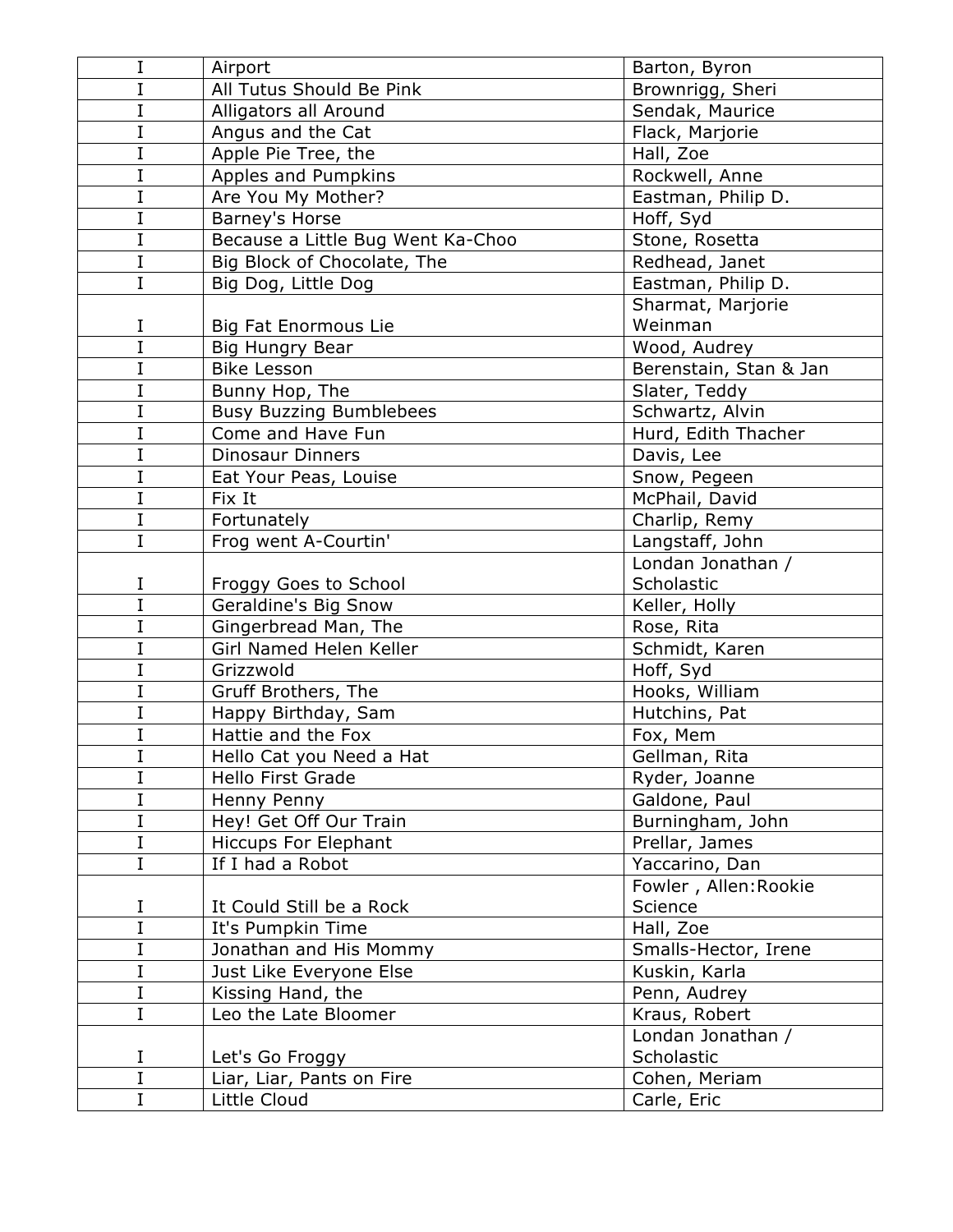| I | Airport | Barton, Byron |
|---|---|---|
| I | All Tutus Should Be Pink | Brownrigg, Sheri |
| I | Alligators all Around | Sendak, Maurice |
| I | Angus and the Cat | Flack, Marjorie |
| I | Apple Pie Tree, the | Hall, Zoe |
| I | Apples and Pumpkins | Rockwell, Anne |
| I | Are You My Mother? | Eastman, Philip D. |
| I | Barney's Horse | Hoff, Syd |
| I | Because a Little Bug Went Ka-Choo | Stone, Rosetta |
| I | Big Block of Chocolate, The | Redhead, Janet |
| I | Big Dog, Little Dog | Eastman, Philip D. |
| I | Big Fat Enormous Lie | Sharmat, Marjorie Weinman |
| I | Big Hungry Bear | Wood, Audrey |
| I | Bike Lesson | Berenstain, Stan & Jan |
| I | Bunny Hop, The | Slater, Teddy |
| I | Busy Buzzing Bumblebees | Schwartz, Alvin |
| I | Come and Have Fun | Hurd, Edith Thacher |
| I | Dinosaur Dinners | Davis, Lee |
| I | Eat Your Peas, Louise | Snow, Pegeen |
| I | Fix It | McPhail, David |
| I | Fortunately | Charlip, Remy |
| I | Frog went A-Courtin' | Langstaff, John |
| I | Froggy Goes to School | Londan Jonathan / Scholastic |
| I | Geraldine's Big Snow | Keller, Holly |
| I | Gingerbread Man, The | Rose, Rita |
| I | Girl Named Helen Keller | Schmidt, Karen |
| I | Grizzwold | Hoff, Syd |
| I | Gruff Brothers, The | Hooks, William |
| I | Happy Birthday, Sam | Hutchins, Pat |
| I | Hattie and the Fox | Fox, Mem |
| I | Hello Cat you Need a Hat | Gellman, Rita |
| I | Hello First Grade | Ryder, Joanne |
| I | Henny Penny | Galdone, Paul |
| I | Hey! Get Off Our Train | Burningham, John |
| I | Hiccups For Elephant | Prellar, James |
| I | If I had a Robot | Yaccarino, Dan |
| I | It Could Still be a Rock | Fowler , Allen:Rookie Science |
| I | It's Pumpkin Time | Hall, Zoe |
| I | Jonathan and His Mommy | Smalls-Hector, Irene |
| I | Just Like Everyone Else | Kuskin, Karla |
| I | Kissing Hand, the | Penn, Audrey |
| I | Leo the Late Bloomer | Kraus, Robert |
| I | Let's Go Froggy | Londan Jonathan / Scholastic |
| I | Liar, Liar, Pants on Fire | Cohen, Meriam |
| I | Little Cloud | Carle, Eric |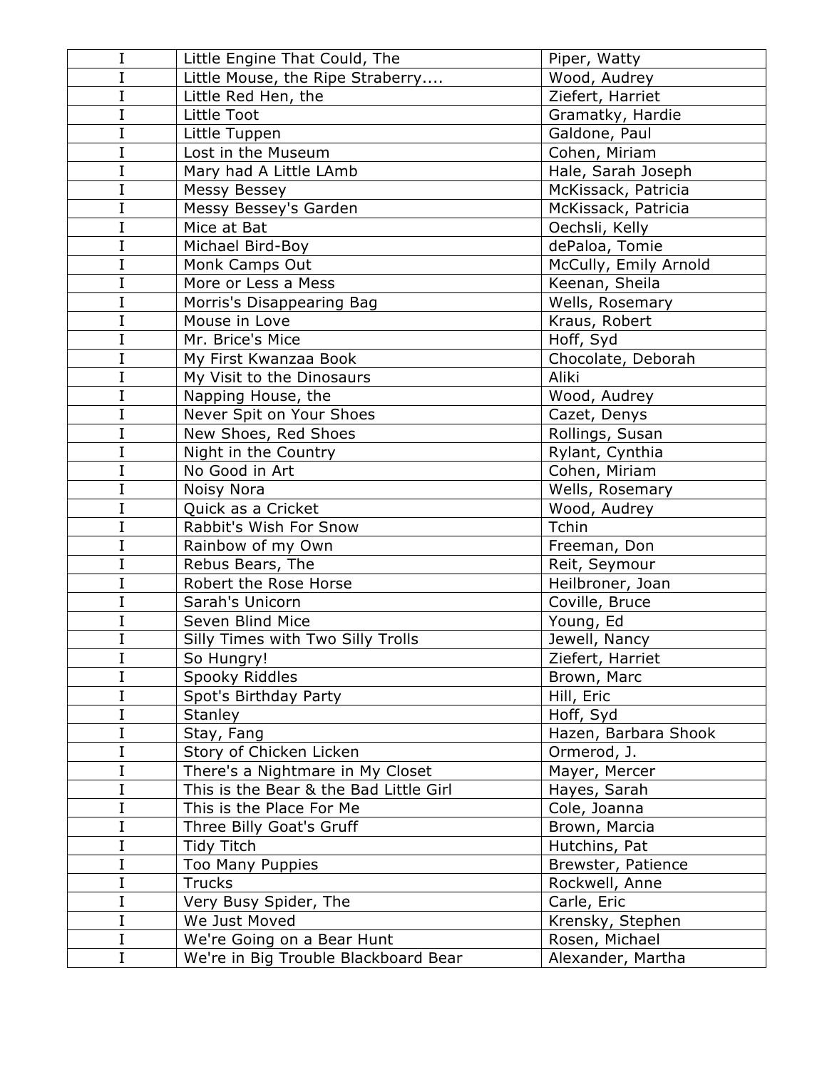| I | Little Engine That Could, The | Piper, Watty |
|---|---|---|
| I | Little Mouse, the Ripe Straberry.... | Wood, Audrey |
| I | Little Red Hen, the | Ziefert, Harriet |
| I | Little Toot | Gramatky, Hardie |
| I | Little Tuppen | Galdone, Paul |
| I | Lost in the Museum | Cohen, Miriam |
| I | Mary had A Little LAmb | Hale, Sarah Joseph |
| I | Messy Bessey | McKissack, Patricia |
| I | Messy Bessey's Garden | McKissack, Patricia |
| I | Mice at Bat | Oechsli, Kelly |
| I | Michael Bird-Boy | dePaloa, Tomie |
| I | Monk Camps Out | McCully, Emily Arnold |
| I | More or Less a Mess | Keenan, Sheila |
| I | Morris's Disappearing Bag | Wells, Rosemary |
| I | Mouse in Love | Kraus, Robert |
| I | Mr. Brice's Mice | Hoff, Syd |
| I | My First Kwanzaa Book | Chocolate, Deborah |
| I | My Visit to the Dinosaurs | Aliki |
| I | Napping House, the | Wood, Audrey |
| I | Never Spit on Your Shoes | Cazet, Denys |
| I | New Shoes, Red Shoes | Rollings, Susan |
| I | Night in the Country | Rylant, Cynthia |
| I | No Good in Art | Cohen, Miriam |
| I | Noisy Nora | Wells, Rosemary |
| I | Quick as a Cricket | Wood, Audrey |
| I | Rabbit's Wish For Snow | Tchin |
| I | Rainbow of my Own | Freeman, Don |
| I | Rebus Bears, The | Reit, Seymour |
| I | Robert the Rose Horse | Heilbroner, Joan |
| I | Sarah's Unicorn | Coville, Bruce |
| I | Seven Blind Mice | Young, Ed |
| I | Silly Times with Two Silly Trolls | Jewell, Nancy |
| I | So Hungry! | Ziefert, Harriet |
| I | Spooky Riddles | Brown, Marc |
| I | Spot's Birthday Party | Hill, Eric |
| I | Stanley | Hoff, Syd |
| I | Stay, Fang | Hazen, Barbara Shook |
| I | Story of Chicken Licken | Ormerod, J. |
| I | There's a Nightmare in My Closet | Mayer, Mercer |
| I | This is the Bear & the Bad Little Girl | Hayes, Sarah |
| I | This is the Place For Me | Cole, Joanna |
| I | Three Billy Goat's Gruff | Brown, Marcia |
| I | Tidy Titch | Hutchins, Pat |
| I | Too Many Puppies | Brewster, Patience |
| I | Trucks | Rockwell, Anne |
| I | Very Busy Spider, The | Carle, Eric |
| I | We Just Moved | Krensky, Stephen |
| I | We're Going on a Bear Hunt | Rosen, Michael |
| I | We're in Big Trouble Blackboard Bear | Alexander, Martha |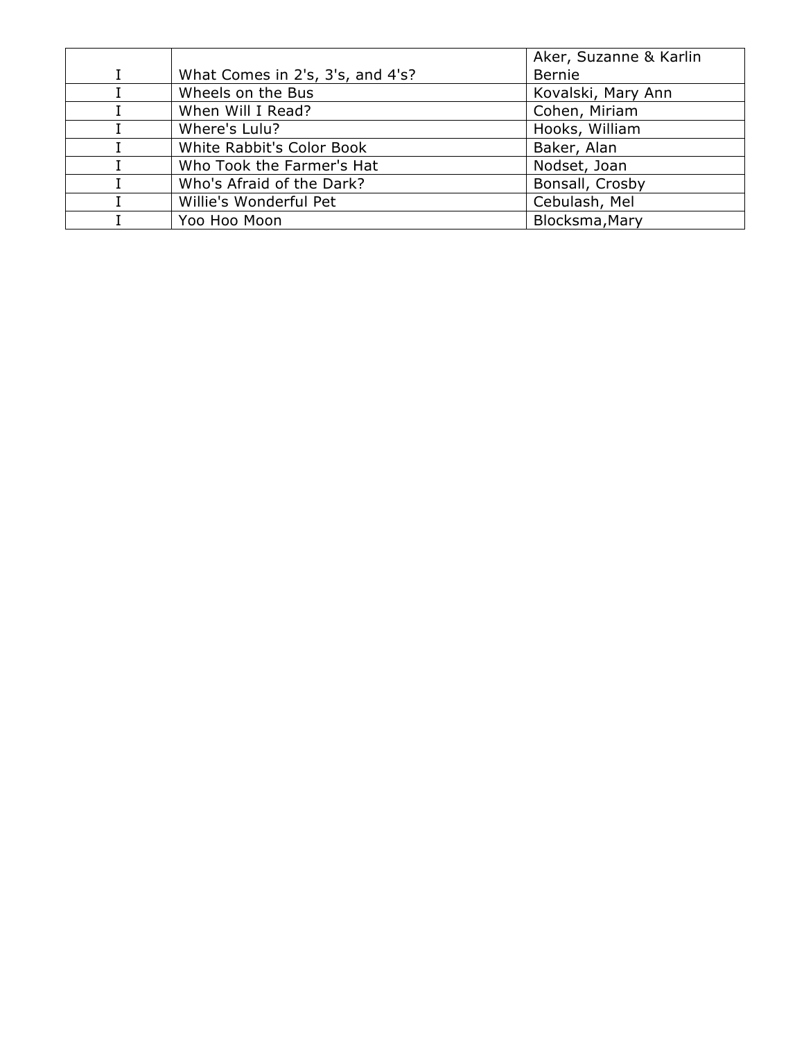| | | |
|---|---|---|
| I | What Comes in 2's, 3's, and 4's? | Aker, Suzanne & Karlin Bernie |
| I | Wheels on the Bus | Kovalski, Mary Ann |
| I | When Will I Read? | Cohen, Miriam |
| I | Where's Lulu? | Hooks, William |
| I | White Rabbit's Color Book | Baker, Alan |
| I | Who Took the Farmer's Hat | Nodset, Joan |
| I | Who's Afraid of the Dark? | Bonsall, Crosby |
| I | Willie's Wonderful Pet | Cebulash, Mel |
| I | Yoo Hoo Moon | Blocksma,Mary |